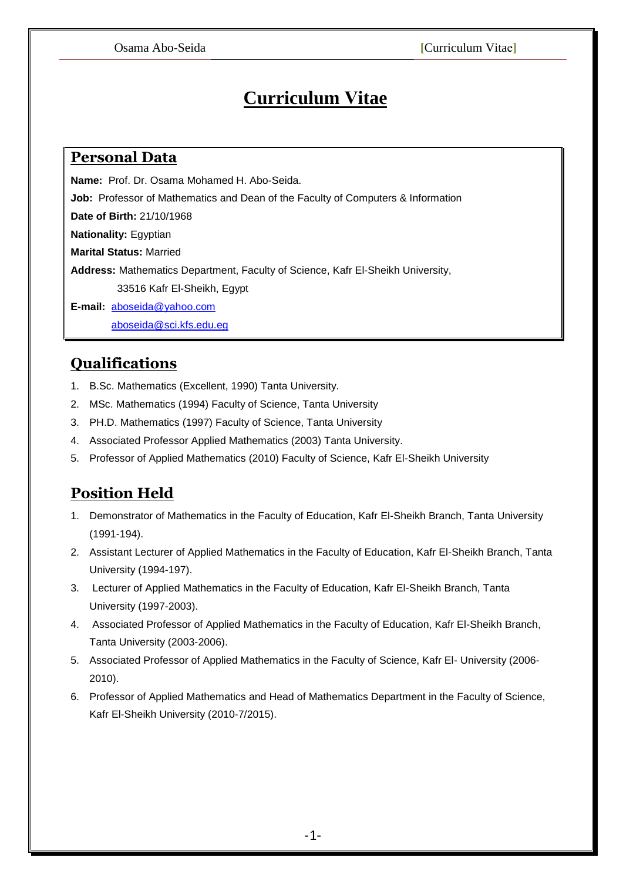# Curriculum Vitae

## Personal Data

**Name:** Prof. Dr. Osama Mohamed H. Abo-Seida.

**Job:** Professor of Mathematics and Dean of the Faculty of Computers & Information

**Date of Birth:** 21/10/1968

**Nationality:** Egyptian

**Marital Status:** Married

**Address:** Mathematics Department, Faculty of Science, Kafr El-Sheikh University,
33516 Kafr El-Sheikh, Egypt

**E-mail:** aboseida@yahoo.com
aboseida@sci.kfs.edu.eg

## Qualifications

1. B.Sc. Mathematics (Excellent, 1990) Tanta University.
2. MSc. Mathematics (1994) Faculty of Science, Tanta University
3. PH.D. Mathematics (1997) Faculty of Science, Tanta University
4. Associated Professor Applied Mathematics (2003) Tanta University.
5. Professor of Applied Mathematics (2010) Faculty of Science, Kafr El-Sheikh University

## Position Held

1. Demonstrator of Mathematics in the Faculty of Education, Kafr El-Sheikh Branch, Tanta University (1991-194).
2. Assistant Lecturer of Applied Mathematics in the Faculty of Education, Kafr El-Sheikh Branch, Tanta University (1994-197).
3. Lecturer of Applied Mathematics in the Faculty of Education, Kafr El-Sheikh Branch, Tanta University (1997-2003).
4. Associated Professor of Applied Mathematics in the Faculty of Education, Kafr El-Sheikh Branch, Tanta University (2003-2006).
5. Associated Professor of Applied Mathematics in the Faculty of Science, Kafr El- University (2006-2010).
6. Professor of Applied Mathematics and Head of Mathematics Department in the Faculty of Science, Kafr El-Sheikh University (2010-7/2015).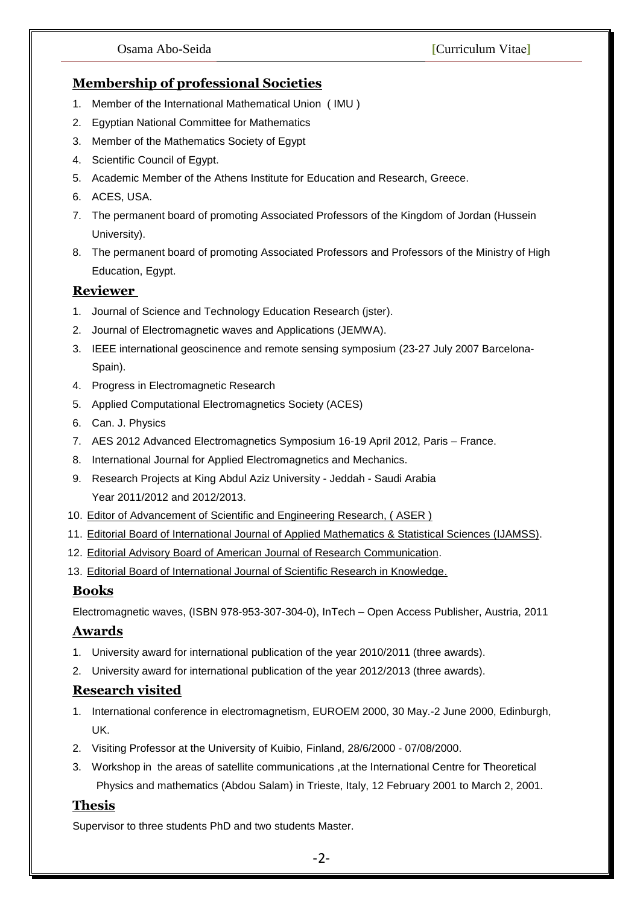## Membership of professional Societies

1. Member of the International Mathematical Union ( IMU )
2. Egyptian National Committee for Mathematics
3. Member of the Mathematics Society of Egypt
4. Scientific Council of Egypt.
5. Academic Member of the Athens Institute for Education and Research, Greece.
6. ACES, USA.
7. The permanent board of promoting Associated Professors of the Kingdom of Jordan (Hussein University).
8. The permanent board of promoting Associated Professors and Professors of the Ministry of High Education, Egypt.

## Reviewer

1. Journal of Science and Technology Education Research (jster).
2. Journal of Electromagnetic waves and Applications (JEMWA).
3. IEEE international geoscinence and remote sensing symposium (23-27 July 2007 Barcelona-Spain).
4. Progress in Electromagnetic Research
5. Applied Computational Electromagnetics Society (ACES)
6. Can. J. Physics
7. AES 2012 Advanced Electromagnetics Symposium 16-19 April 2012, Paris – France.
8. International Journal for Applied Electromagnetics and Mechanics.
9. Research Projects at King Abdul Aziz University - Jeddah - Saudi Arabia
   Year 2011/2012 and 2012/2013.
10. Editor of Advancement of Scientific and Engineering Research, ( ASER )
11. Editorial Board of International Journal of Applied Mathematics & Statistical Sciences (IJAMSS).
12. Editorial Advisory Board of American Journal of Research Communication.
13. Editorial Board of International Journal of Scientific Research in Knowledge.

## Books

Electromagnetic waves, (ISBN 978-953-307-304-0), InTech – Open Access Publisher, Austria, 2011

## Awards

1. University award for international publication of the year 2010/2011 (three awards).
2. University award for international publication of the year 2012/2013 (three awards).

## Research visited

1. International conference in electromagnetism, EUROEM 2000, 30 May.-2 June 2000, Edinburgh, UK.
2. Visiting Professor at the University of Kuibio, Finland, 28/6/2000 - 07/08/2000.
3. Workshop in the areas of satellite communications ,at the International Centre for Theoretical Physics and mathematics (Abdou Salam) in Trieste, Italy, 12 February 2001 to March 2, 2001.

## Thesis

Supervisor to three students PhD and two students Master.